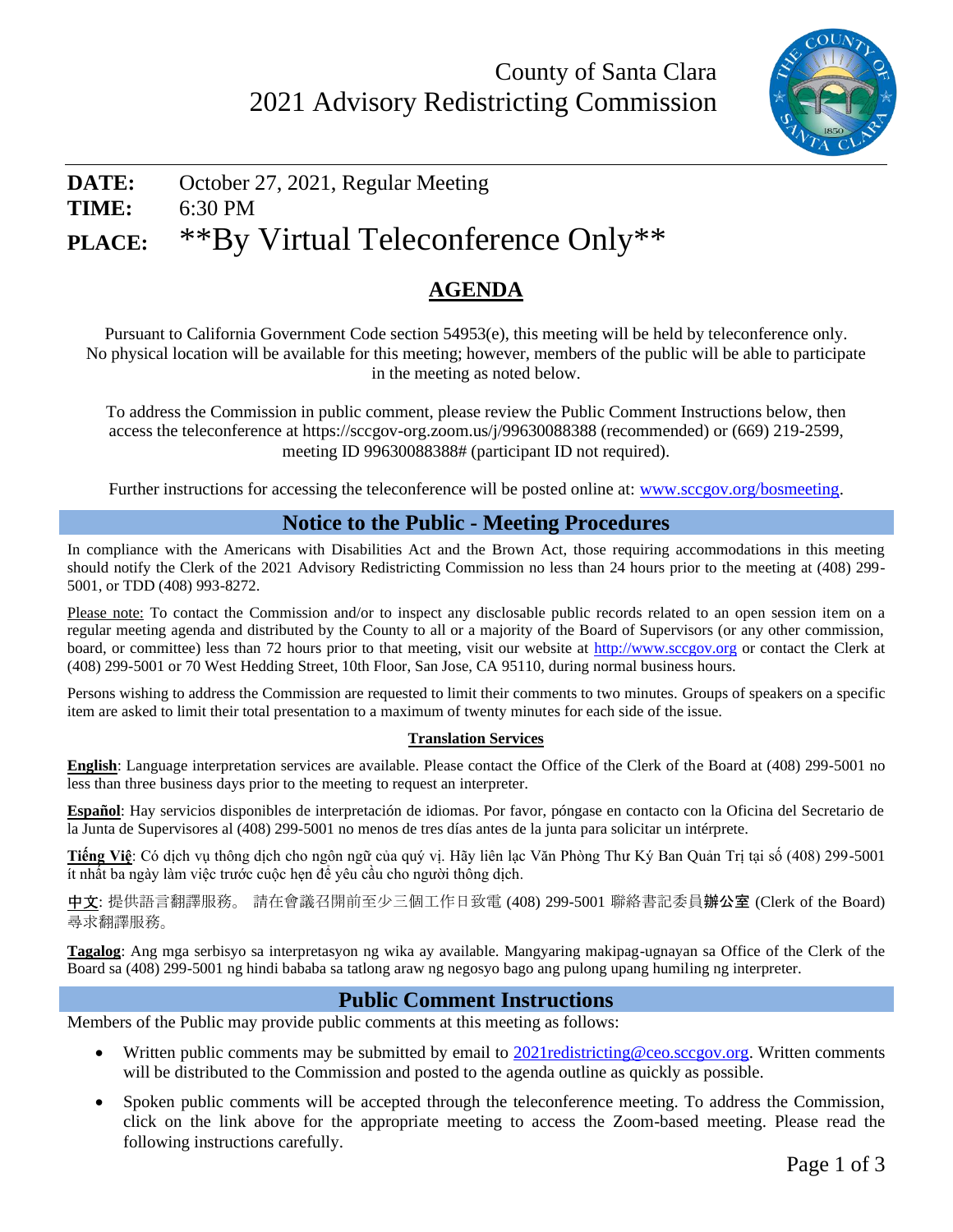# County of Santa Clara
## 2021 Advisory Redistricting Commission

**DATE:** October 27, 2021, Regular Meeting
**TIME:** 6:30 PM
**PLACE:** **By Virtual Teleconference Only**

## AGENDA

Pursuant to California Government Code section 54953(e), this meeting will be held by teleconference only. No physical location will be available for this meeting; however, members of the public will be able to participate in the meeting as noted below.

To address the Commission in public comment, please review the Public Comment Instructions below, then access the teleconference at https://sccgov-org.zoom.us/j/99630088388 (recommended) or (669) 219-2599, meeting ID 99630088388# (participant ID not required).

Further instructions for accessing the teleconference will be posted online at: [www.sccgov.org/bosmeeting](www.sccgov.org/bosmeeting).

## Notice to the Public - Meeting Procedures

In compliance with the Americans with Disabilities Act and the Brown Act, those requiring accommodations in this meeting should notify the Clerk of the 2021 Advisory Redistricting Commission no less than 24 hours prior to the meeting at (408) 299-5001, or TDD (408) 993-8272.

Please note: To contact the Commission and/or to inspect any disclosable public records related to an open session item on a regular meeting agenda and distributed by the County to all or a majority of the Board of Supervisors (or any other commission, board, or committee) less than 72 hours prior to that meeting, visit our website at [http://www.sccgov.org](http://www.sccgov.org) or contact the Clerk at (408) 299-5001 or 70 West Hedding Street, 10th Floor, San Jose, CA 95110, during normal business hours.

Persons wishing to address the Commission are requested to limit their comments to two minutes. Groups of speakers on a specific item are asked to limit their total presentation to a maximum of twenty minutes for each side of the issue.

### Translation Services

**English**: Language interpretation services are available. Please contact the Office of the Clerk of the Board at (408) 299-5001 no less than three business days prior to the meeting to request an interpreter.

**Español**: Hay servicios disponibles de interpretación de idiomas. Por favor, póngase en contacto con la Oficina del Secretario de la Junta de Supervisores al (408) 299-5001 no menos de tres días antes de la junta para solicitar un intérprete.

**Tiếng Việ**: Có dịch vụ thông dịch cho ngôn ngữ của quý vị. Hãy liên lạc Văn Phòng Thư Ký Ban Quản Trị tại số (408) 299-5001 ít nhất ba ngày làm việc trước cuộc hẹn để yêu cầu cho người thông dịch.

**中文**: 提供語言翻譯服務。 請在會議召開前至少三個工作日致電 (408) 299-5001 聯絡書記委員**辦公室** (Clerk of the Board) 尋求翻譯服務。

**Tagalog**: Ang mga serbisyo sa interpretasyon ng wika ay available. Mangyaring makipag-ugnayan sa Office of the Clerk of the Board sa (408) 299-5001 ng hindi bababa sa tatlong araw ng negosyo bago ang pulong upang humiling ng interpreter.

## Public Comment Instructions

Members of the Public may provide public comments at this meeting as follows:

- Written public comments may be submitted by email to [2021redistricting@ceo.sccgov.org](mailto:2021redistricting@ceo.sccgov.org). Written comments will be distributed to the Commission and posted to the agenda outline as quickly as possible.
- Spoken public comments will be accepted through the teleconference meeting. To address the Commission, click on the link above for the appropriate meeting to access the Zoom-based meeting. Please read the following instructions carefully.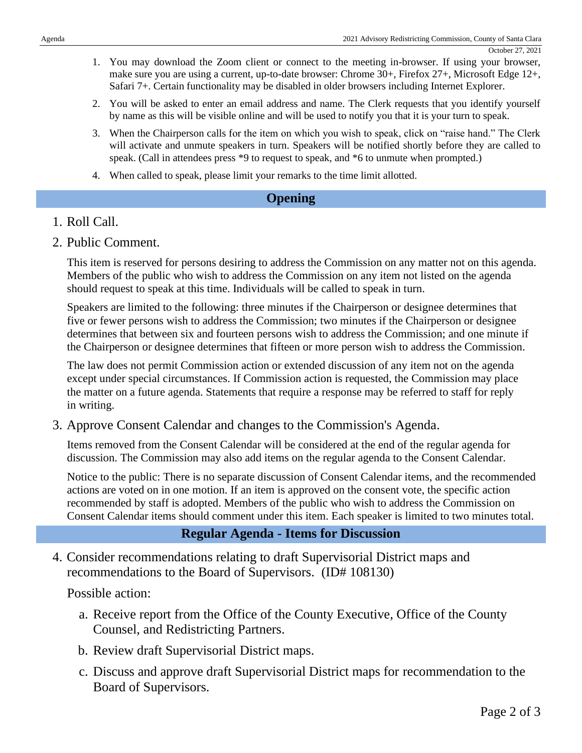1. You may download the Zoom client or connect to the meeting in-browser. If using your browser, make sure you are using a current, up-to-date browser: Chrome 30+, Firefox 27+, Microsoft Edge 12+, Safari 7+. Certain functionality may be disabled in older browsers including Internet Explorer.
2. You will be asked to enter an email address and name. The Clerk requests that you identify yourself by name as this will be visible online and will be used to notify you that it is your turn to speak.
3. When the Chairperson calls for the item on which you wish to speak, click on "raise hand." The Clerk will activate and unmute speakers in turn. Speakers will be notified shortly before they are called to speak. (Call in attendees press *9 to request to speak, and *6 to unmute when prompted.)
4. When called to speak, please limit your remarks to the time limit allotted.

## Opening

1. Roll Call.

2. Public Comment.

   This item is reserved for persons desiring to address the Commission on any matter not on this agenda. Members of the public who wish to address the Commission on any item not listed on the agenda should request to speak at this time. Individuals will be called to speak in turn.

   Speakers are limited to the following: three minutes if the Chairperson or designee determines that five or fewer persons wish to address the Commission; two minutes if the Chairperson or designee determines that between six and fourteen persons wish to address the Commission; and one minute if the Chairperson or designee determines that fifteen or more person wish to address the Commission.

   The law does not permit Commission action or extended discussion of any item not on the agenda except under special circumstances. If Commission action is requested, the Commission may place the matter on a future agenda. Statements that require a response may be referred to staff for reply in writing.

3. Approve Consent Calendar and changes to the Commission's Agenda.

   Items removed from the Consent Calendar will be considered at the end of the regular agenda for discussion. The Commission may also add items on the regular agenda to the Consent Calendar.

   Notice to the public: There is no separate discussion of Consent Calendar items, and the recommended actions are voted on in one motion. If an item is approved on the consent vote, the specific action recommended by staff is adopted. Members of the public who wish to address the Commission on Consent Calendar items should comment under this item. Each speaker is limited to two minutes total.

## Regular Agenda - Items for Discussion

4. Consider recommendations relating to draft Supervisorial District maps and recommendations to the Board of Supervisors. (ID# 108130)

   Possible action:

   a. Receive report from the Office of the County Executive, Office of the County Counsel, and Redistricting Partners.
   b. Review draft Supervisorial District maps.
   c. Discuss and approve draft Supervisorial District maps for recommendation to the Board of Supervisors.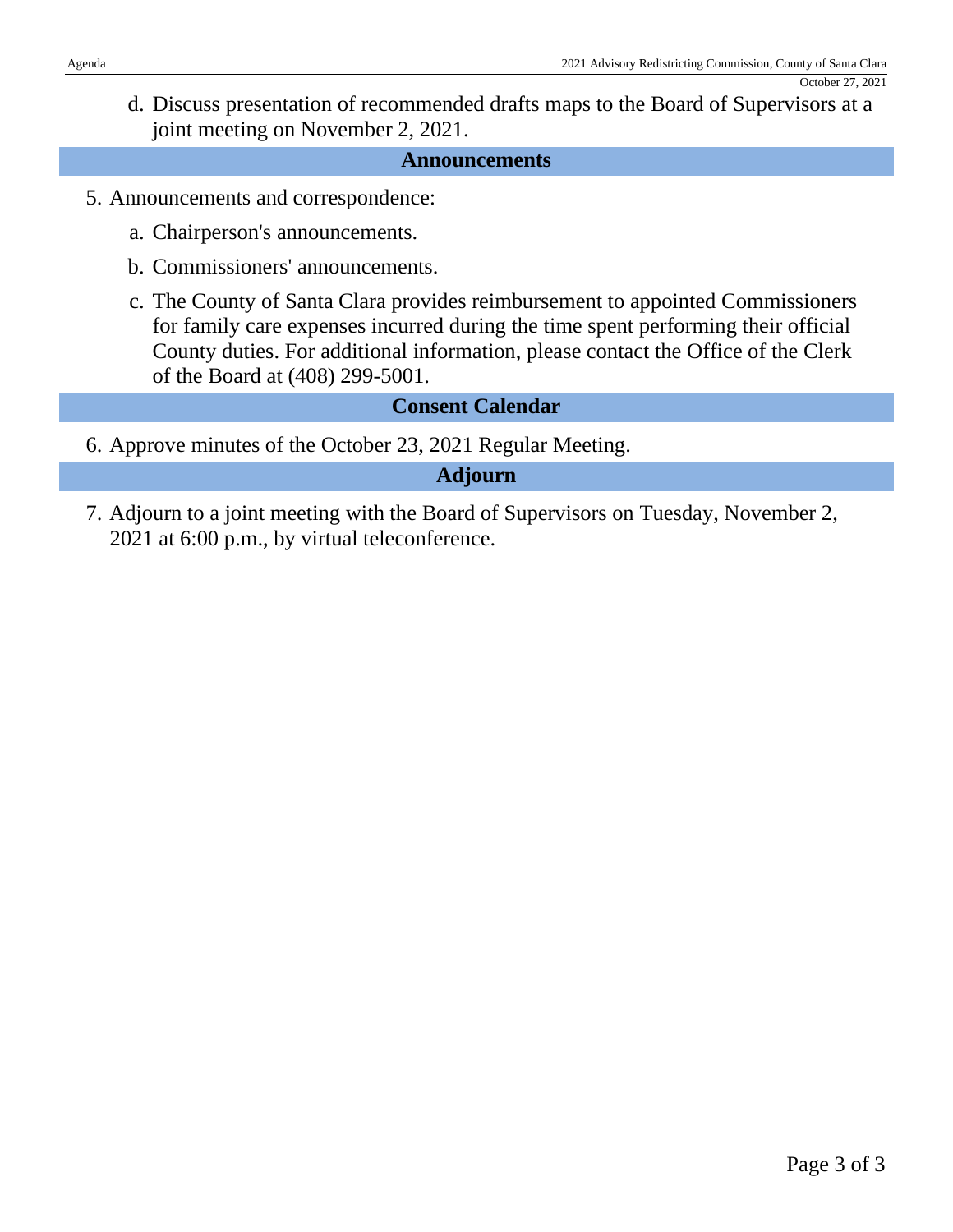d. Discuss presentation of recommended drafts maps to the Board of Supervisors at a joint meeting on November 2, 2021.

## Announcements

5. Announcements and correspondence:

   a. Chairperson's announcements.

   b. Commissioners' announcements.

   c. The County of Santa Clara provides reimbursement to appointed Commissioners for family care expenses incurred during the time spent performing their official County duties. For additional information, please contact the Office of the Clerk of the Board at (408) 299-5001.

## Consent Calendar

6. Approve minutes of the October 23, 2021 Regular Meeting.

## Adjourn

7. Adjourn to a joint meeting with the Board of Supervisors on Tuesday, November 2, 2021 at 6:00 p.m., by virtual teleconference.